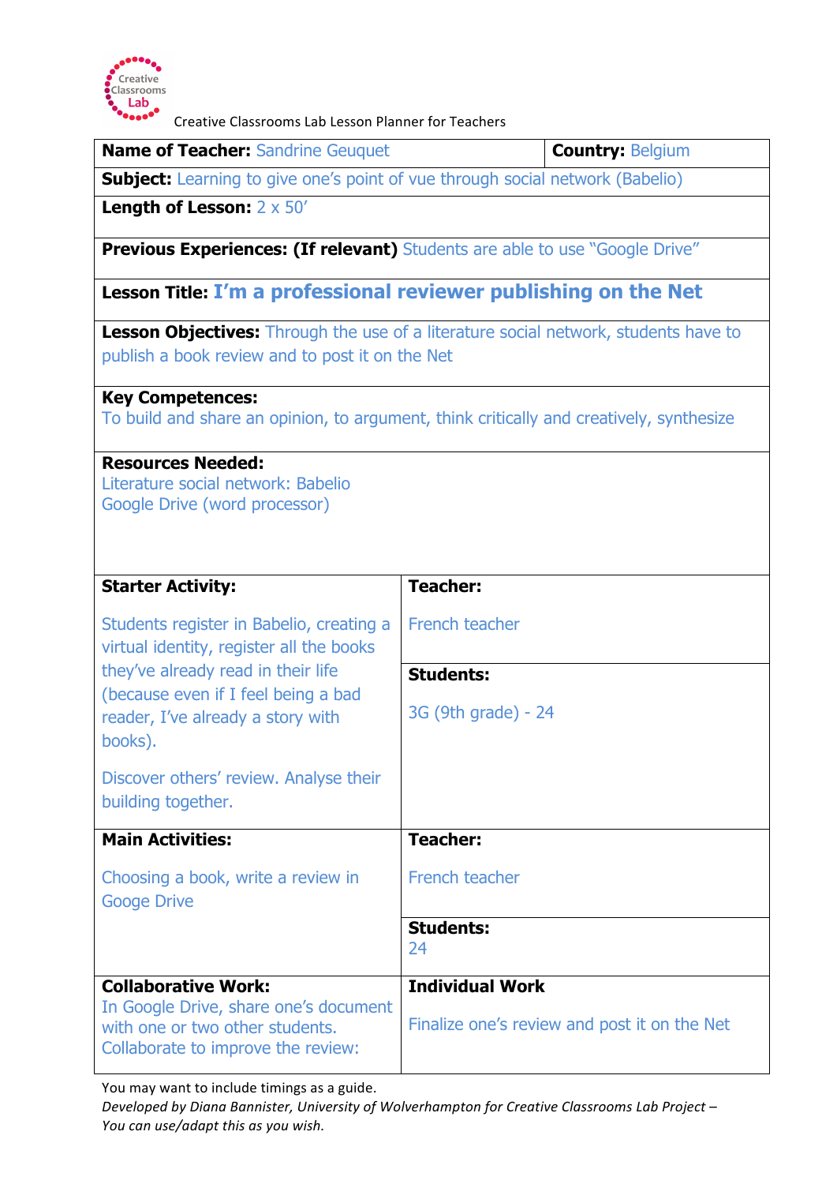Creative Classrooms Lab Lesson Planner for Teachers

| **Name of Teacher:** Sandrine Geuquet | **Country:** Belgium |
|---|---|
| **Subject:** Learning to give one's point of vue through social network (Babelio) | |
| **Length of Lesson:** 2 x 50' | |
| **Previous Experiences: (If relevant)** Students are able to use "Google Drive" | |
| **Lesson Title: I'm a professional reviewer publishing on the Net** | |
| **Lesson Objectives:** Through the use of a literature social network, students have to publish a book review and to post it on the Net | |
| **Key Competences:** To build and share an opinion, to argument, think critically and creatively, synthesize | |
| **Resources Needed:** Literature social network: Babelio<br>Google Drive (word processor) | |

| | |
|---|---|
| **Starter Activity:**<br><br>Students register in Babelio, creating a virtual identity, register all the books they've already read in their life (because even if I feel being a bad reader, I've already a story with books).<br><br>Discover others' review. Analyse their building together. | **Teacher:**<br><br>French teacher<br><br>**Students:**<br><br>3G (9th grade) - 24 |
| **Main Activities:**<br><br>Choosing a book, write a review in Googe Drive | **Teacher:**<br><br>French teacher<br><br>**Students:**<br>24 |
| **Collaborative Work:**<br>In Google Drive, share one's document with one or two other students. Collaborate to improve the review: | **Individual Work**<br><br>Finalize one's review and post it on the Net |

You may want to include timings as a guide.

*Developed by Diana Bannister, University of Wolverhampton for Creative Classrooms Lab Project – You can use/adapt this as you wish.*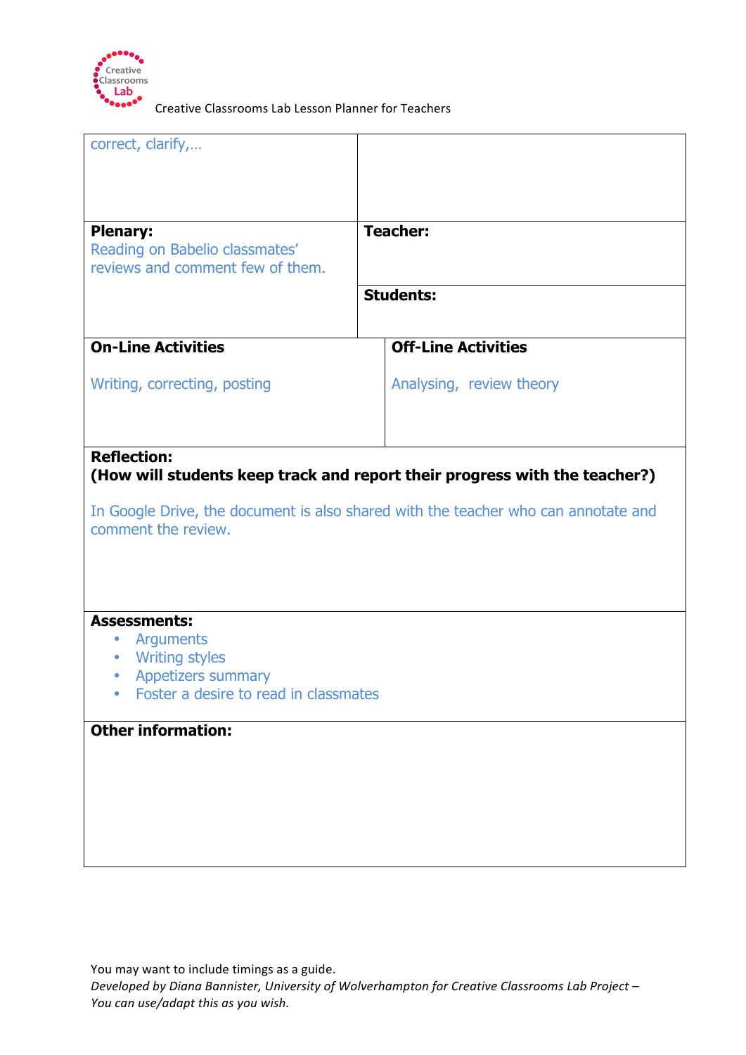| | |
|---|---|
| correct, clarify,… | |
| **Plenary:**<br>Reading on Babelio classmates' reviews and comment few of them. | **Teacher:**<br><br>**Students:** |

| **On-Line Activities** | **Off-Line Activities** |
|---|---|
| Writing, correcting, posting | Analysing, review theory |

**Reflection:**
**(How will students keep track and report their progress with the teacher?)**

In Google Drive, the document is also shared with the teacher who can annotate and comment the review.

**Assessments:**

- Arguments
- Writing styles
- Appetizers summary
- Foster a desire to read in classmates

**Other information:**

You may want to include timings as a guide.
*Developed by Diana Bannister, University of Wolverhampton for Creative Classrooms Lab Project – You can use/adapt this as you wish.*